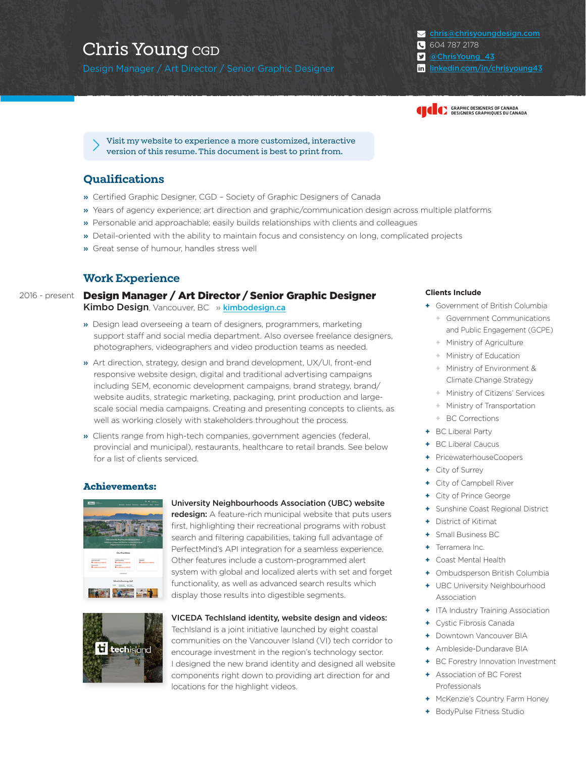# Chris Young CGD

Design Manager / Art Director / Senior Graphic Designer

- chris@chrisyoungdesign.com
- 604 787 2178
- @ChrisYoung_43
- linkedin.com/in/chrisyoung43

GDC — GRAPHIC DESIGNERS OF CANADA / DESIGNERS GRAPHIQUES DU CANADA

> Visit my website to experience a more customized, interactive version of this resume. This document is best to print from.

## Qualifications

- Certified Graphic Designer, CGD – Society of Graphic Designers of Canada
- Years of agency experience; art direction and graphic/communication design across multiple platforms
- Personable and approachable; easily builds relationships with clients and colleagues
- Detail-oriented with the ability to maintain focus and consistency on long, complicated projects
- Great sense of humour, handles stress well

## Work Experience

2016 - present

### Design Manager / Art Director / Senior Graphic Designer

**Kimbo Design**, Vancouver, BC » kimbodesign.ca

- Design lead overseeing a team of designers, programmers, marketing support staff and social media department. Also oversee freelance designers, photographers, videographers and video production teams as needed.
- Art direction, strategy, design and brand development, UX/UI, front-end responsive website design, digital and traditional advertising campaigns including SEM, economic development campaigns, brand strategy, brand/website audits, strategic marketing, packaging, print production and large-scale social media campaigns. Creating and presenting concepts to clients, as well as working closely with stakeholders throughout the process.
- Clients range from high-tech companies, government agencies (federal, provincial and municipal), restaurants, healthcare to retail brands. See below for a list of clients serviced.

### Achievements:

**University Neighbourhoods Association (UBC) website redesign:** A feature-rich municipal website that puts users first, highlighting their recreational programs with robust search and filtering capabilities, taking full advantage of PerfectMind's API integration for a seamless experience. Other features include a custom-programmed alert system with global and localized alerts with set and forget functionality, as well as advanced search results which display those results into digestible segments.

**VICEDA TechIsland identity, website design and videos:** TechIsland is a joint initiative launched by eight coastal communities on the Vancouver Island (VI) tech corridor to encourage investment in the region's technology sector. I designed the new brand identity and designed all website components right down to providing art direction and locations for the highlight videos.

**Clients Include**

- Government of British Columbia
  - Government Communications and Public Engagement (GCPE)
  - Ministry of Agriculture
  - Ministry of Education
  - Ministry of Environment & Climate Change Strategy
  - Ministry of Citizens' Services
  - Ministry of Transportation
  - BC Corrections
- BC Liberal Party
- BC Liberal Caucus
- PricewaterhouseCoopers
- City of Surrey
- City of Campbell River
- City of Prince George
- Sunshine Coast Regional District
- District of Kitimat
- Small Business BC
- Terramera Inc.
- Coast Mental Health
- Ombudsperson British Columbia
- UBC University Neighbourhood Association
- ITA Industry Training Association
- Cystic Fibrosis Canada
- Downtown Vancouver BIA
- Ambleside-Dundarave BIA
- BC Forestry Innovation Investment
- Association of BC Forest Professionals
- McKenzie's Country Farm Honey
- BodyPulse Fitness Studio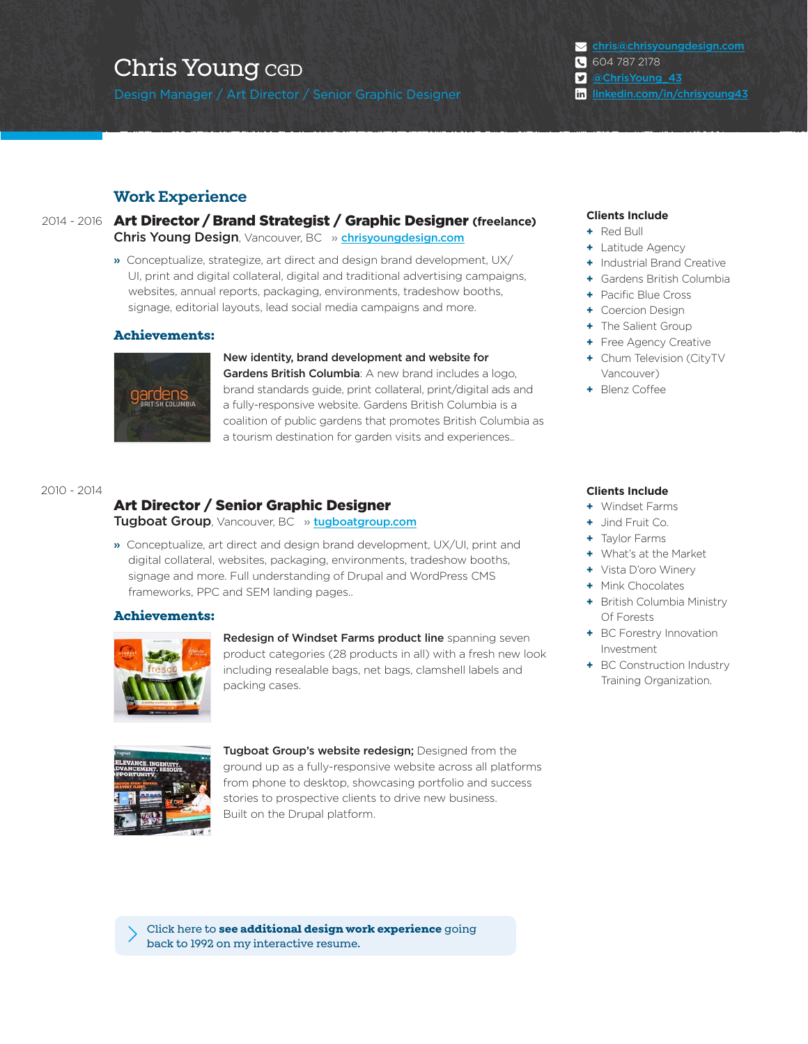# Chris Young CGD

Design Manager / Art Director / Senior Graphic Designer

chris@chrisyoungdesign.com
604 787 2178
@ChrisYoung_43
linkedin.com/in/chrisyoung43

## Work Experience

2014 - 2016

### Art Director / Brand Strategist / Graphic Designer (freelance)

**Chris Young Design**, Vancouver, BC » chrisyoungdesign.com

» Conceptualize, strategize, art direct and design brand development, UX/UI, print and digital collateral, digital and traditional advertising campaigns, websites, annual reports, packaging, environments, tradeshow booths, signage, editorial layouts, lead social media campaigns and more.

**Achievements:**

**New identity, brand development and website for Gardens British Columbia**: A new brand includes a logo, brand standards guide, print collateral, print/digital ads and a fully-responsive website. Gardens British Columbia is a coalition of public gardens that promotes British Columbia as a tourism destination for garden visits and experiences..

**Clients Include**

- Red Bull
- Latitude Agency
- Industrial Brand Creative
- Gardens British Columbia
- Pacific Blue Cross
- Coercion Design
- The Salient Group
- Free Agency Creative
- Chum Television (CityTV Vancouver)
- Blenz Coffee

2010 - 2014

### Art Director / Senior Graphic Designer

**Tugboat Group**, Vancouver, BC » tugboatgroup.com

» Conceptualize, art direct and design brand development, UX/UI, print and digital collateral, websites, packaging, environments, tradeshow booths, signage and more. Full understanding of Drupal and WordPress CMS frameworks, PPC and SEM landing pages..

**Achievements:**

**Redesign of Windset Farms product line** spanning seven product categories (28 products in all) with a fresh new look including resealable bags, net bags, clamshell labels and packing cases.

**Tugboat Group's website redesign;** Designed from the ground up as a fully-responsive website across all platforms from phone to desktop, showcasing portfolio and success stories to prospective clients to drive new business. Built on the Drupal platform.

**Clients Include**

- Windset Farms
- Jind Fruit Co.
- Taylor Farms
- What's at the Market
- Vista D'oro Winery
- Mink Chocolates
- British Columbia Ministry Of Forests
- BC Forestry Innovation Investment
- BC Construction Industry Training Organization.

Click here to **see additional design work experience** going back to 1992 on my interactive resume.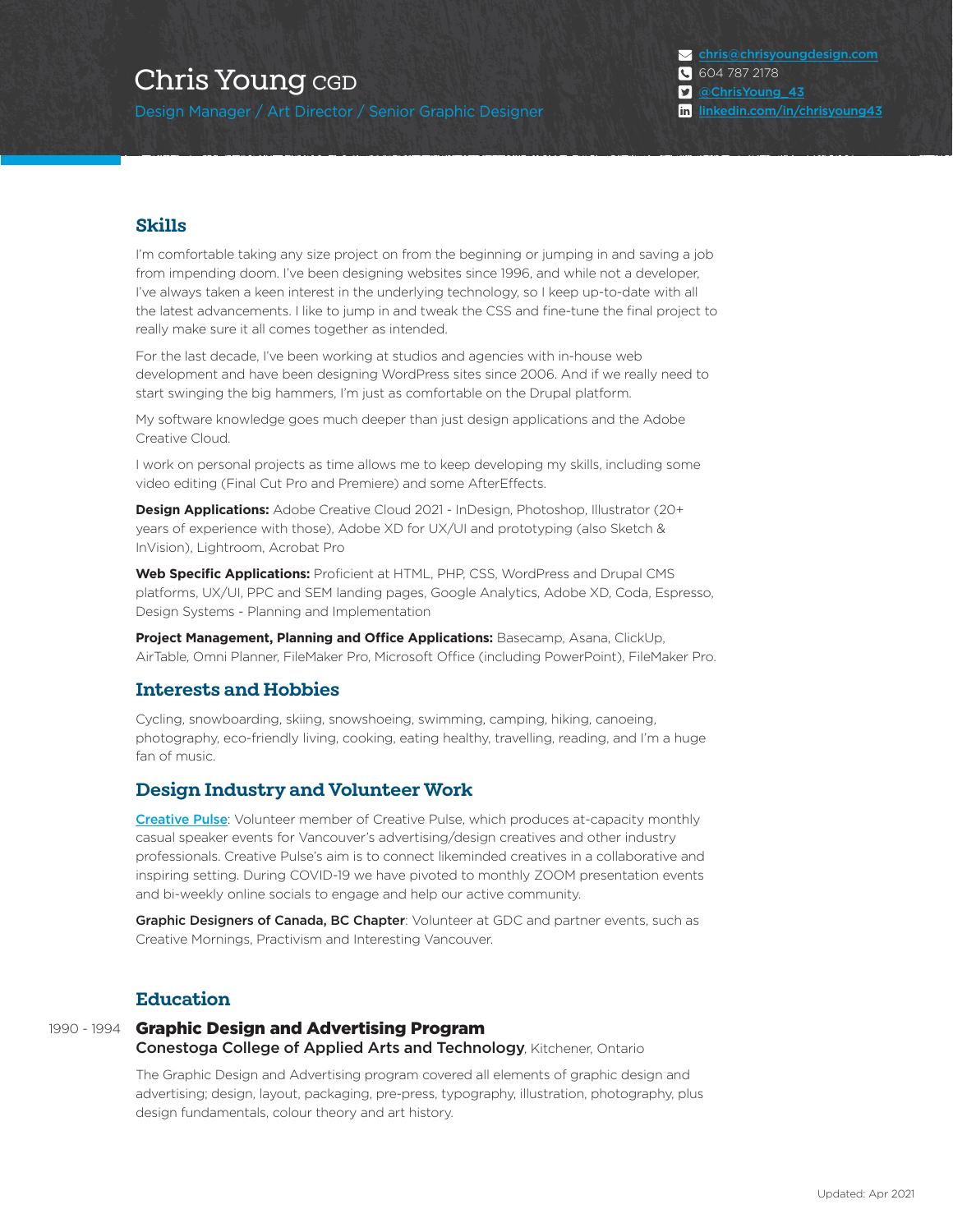# Chris Young CGD

Design Manager / Art Director / Senior Graphic Designer

- [chris@chrisyoungdesign.com](mailto:chris@chrisyoungdesign.com)
- 604 787 2178
- @ChrisYoung_43
- linkedin.com/in/chrisyoung43

## Skills

I'm comfortable taking any size project on from the beginning or jumping in and saving a job from impending doom. I've been designing websites since 1996, and while not a developer, I've always taken a keen interest in the underlying technology, so I keep up-to-date with all the latest advancements. I like to jump in and tweak the CSS and fine-tune the final project to really make sure it all comes together as intended.

For the last decade, I've been working at studios and agencies with in-house web development and have been designing WordPress sites since 2006. And if we really need to start swinging the big hammers, I'm just as comfortable on the Drupal platform.

My software knowledge goes much deeper than just design applications and the Adobe Creative Cloud.

I work on personal projects as time allows me to keep developing my skills, including some video editing (Final Cut Pro and Premiere) and some AfterEffects.

**Design Applications:** Adobe Creative Cloud 2021 - InDesign, Photoshop, Illustrator (20+ years of experience with those), Adobe XD for UX/UI and prototyping (also Sketch & InVision), Lightroom, Acrobat Pro

**Web Specific Applications:** Proficient at HTML, PHP, CSS, WordPress and Drupal CMS platforms, UX/UI, PPC and SEM landing pages, Google Analytics, Adobe XD, Coda, Espresso, Design Systems - Planning and Implementation

**Project Management, Planning and Office Applications:** Basecamp, Asana, ClickUp, AirTable, Omni Planner, FileMaker Pro, Microsoft Office (including PowerPoint), FileMaker Pro.

## Interests and Hobbies

Cycling, snowboarding, skiing, snowshoeing, swimming, camping, hiking, canoeing, photography, eco-friendly living, cooking, eating healthy, travelling, reading, and I'm a huge fan of music.

## Design Industry and Volunteer Work

Creative Pulse: Volunteer member of Creative Pulse, which produces at-capacity monthly casual speaker events for Vancouver's advertising/design creatives and other industry professionals. Creative Pulse's aim is to connect likeminded creatives in a collaborative and inspiring setting. During COVID-19 we have pivoted to monthly ZOOM presentation events and bi-weekly online socials to engage and help our active community.

**Graphic Designers of Canada, BC Chapter**: Volunteer at GDC and partner events, such as Creative Mornings, Practivism and Interesting Vancouver.

## Education

1990 - 1994

### Graphic Design and Advertising Program

**Conestoga College of Applied Arts and Technology**, Kitchener, Ontario

The Graphic Design and Advertising program covered all elements of graphic design and advertising; design, layout, packaging, pre-press, typography, illustration, photography, plus design fundamentals, colour theory and art history.

Updated: Apr 2021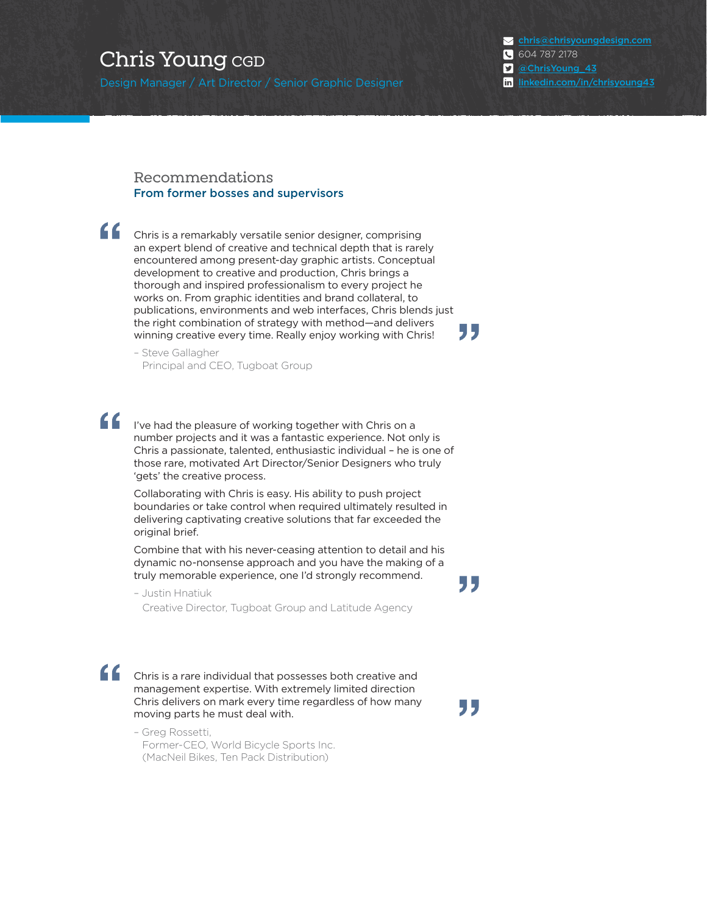# Chris Young CGD

Design Manager / Art Director / Senior Graphic Designer

chris@chrisyoungdesign.com
604 787 2178
@ChrisYoung_43
linkedin.com/in/chrisyoung43

## Recommendations

### From former bosses and supervisors

> Chris is a remarkably versatile senior designer, comprising an expert blend of creative and technical depth that is rarely encountered among present-day graphic artists. Conceptual development to creative and production, Chris brings a thorough and inspired professionalism to every project he works on. From graphic identities and brand collateral, to publications, environments and web interfaces, Chris blends just the right combination of strategy with method—and delivers winning creative every time. Really enjoy working with Chris!

– Steve Gallagher
Principal and CEO, Tugboat Group

> I've had the pleasure of working together with Chris on a number projects and it was a fantastic experience. Not only is Chris a passionate, talented, enthusiastic individual – he is one of those rare, motivated Art Director/Senior Designers who truly 'gets' the creative process.
>
> Collaborating with Chris is easy. His ability to push project boundaries or take control when required ultimately resulted in delivering captivating creative solutions that far exceeded the original brief.
>
> Combine that with his never-ceasing attention to detail and his dynamic no-nonsense approach and you have the making of a truly memorable experience, one I'd strongly recommend.

– Justin Hnatiuk
Creative Director, Tugboat Group and Latitude Agency

> Chris is a rare individual that possesses both creative and management expertise. With extremely limited direction Chris delivers on mark every time regardless of how many moving parts he must deal with.

– Greg Rossetti,
Former-CEO, World Bicycle Sports Inc.
(MacNeil Bikes, Ten Pack Distribution)